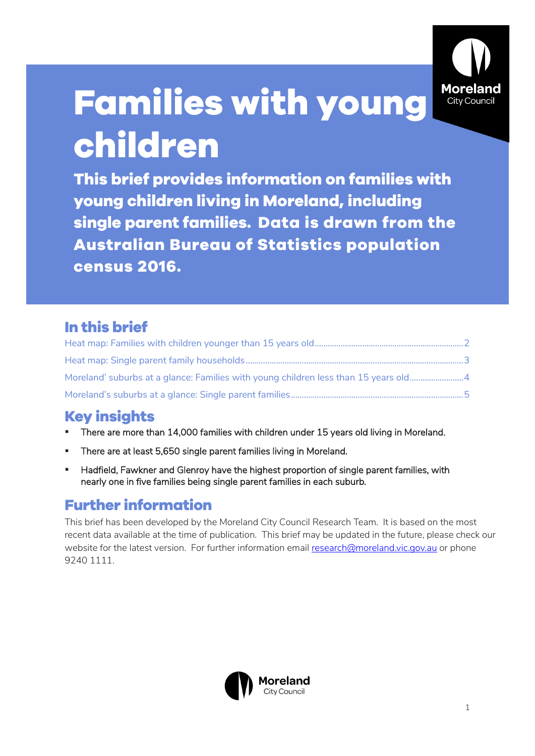# Families with young children

**This brief provides information on families with young children living in Moreland, including single parent families. Data is drawn from the Australian Bureau of Statistics population census 2016.**

## In this brief

Heat map: Families with children younger than 15 years old .......... 2

Heat map: Single parent family households .......... 3

Moreland' suburbs at a glance: Families with young children less than 15 years old .......... 4

Moreland's suburbs at a glance: Single parent families .......... 5

## Key insights

- There are more than 14,000 families with children under 15 years old living in Moreland.
- There are at least 5,650 single parent families living in Moreland.
- Hadfield, Fawkner and Glenroy have the highest proportion of single parent families, with nearly one in five families being single parent families in each suburb.

## Further information

This brief has been developed by the Moreland City Council Research Team. It is based on the most recent data available at the time of publication. This brief may be updated in the future, please check our website for the latest version. For further information email research@moreland.vic.gov.au or phone 9240 1111.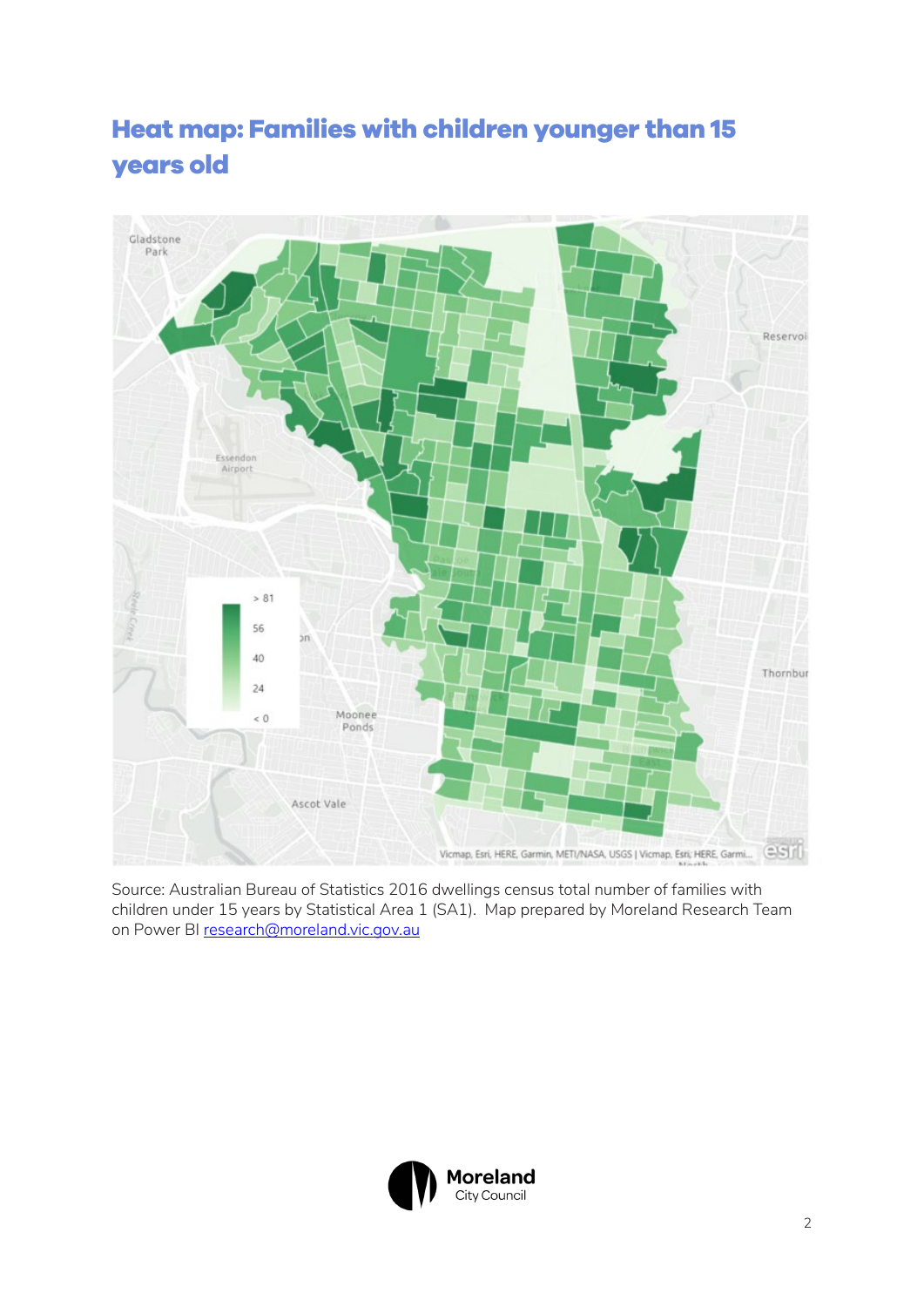# Heat map: Families with children younger than 15 years old

Source: Australian Bureau of Statistics 2016 dwellings census total number of families with children under 15 years by Statistical Area 1 (SA1). Map prepared by Moreland Research Team on Power BI research@moreland.vic.gov.au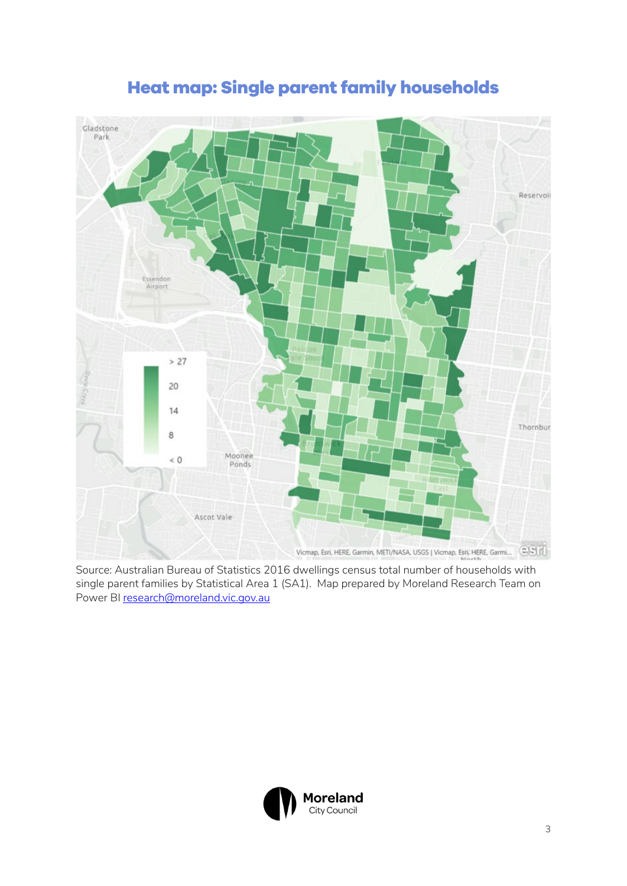# Heat map: Single parent family households

Source: Australian Bureau of Statistics 2016 dwellings census total number of households with single parent families by Statistical Area 1 (SA1). Map prepared by Moreland Research Team on Power BI research@moreland.vic.gov.au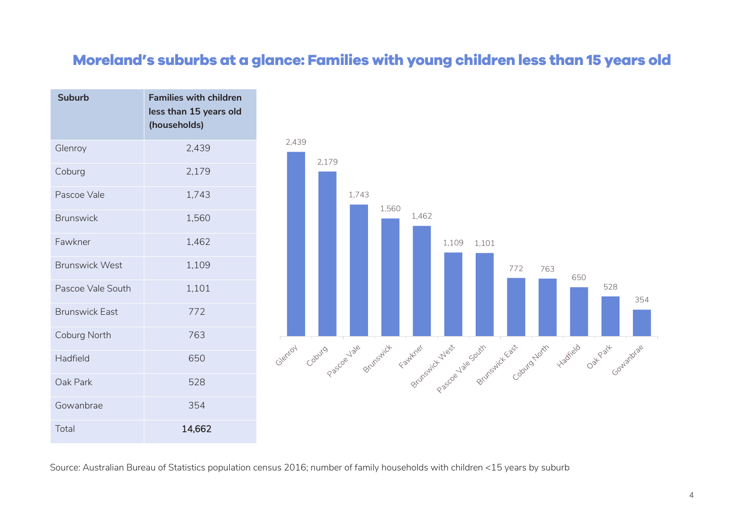# Moreland's suburbs at a glance: Families with young children less than 15 years old

| Suburb | Families with children less than 15 years old (households) |
|---|---|
| Glenroy | 2,439 |
| Coburg | 2,179 |
| Pascoe Vale | 1,743 |
| Brunswick | 1,560 |
| Fawkner | 1,462 |
| Brunswick West | 1,109 |
| Pascoe Vale South | 1,101 |
| Brunswick East | 772 |
| Coburg North | 763 |
| Hadfield | 650 |
| Oak Park | 528 |
| Gowanbrae | 354 |
| Total | **14,662** |

Source: Australian Bureau of Statistics population census 2016; number of family households with children <15 years by suburb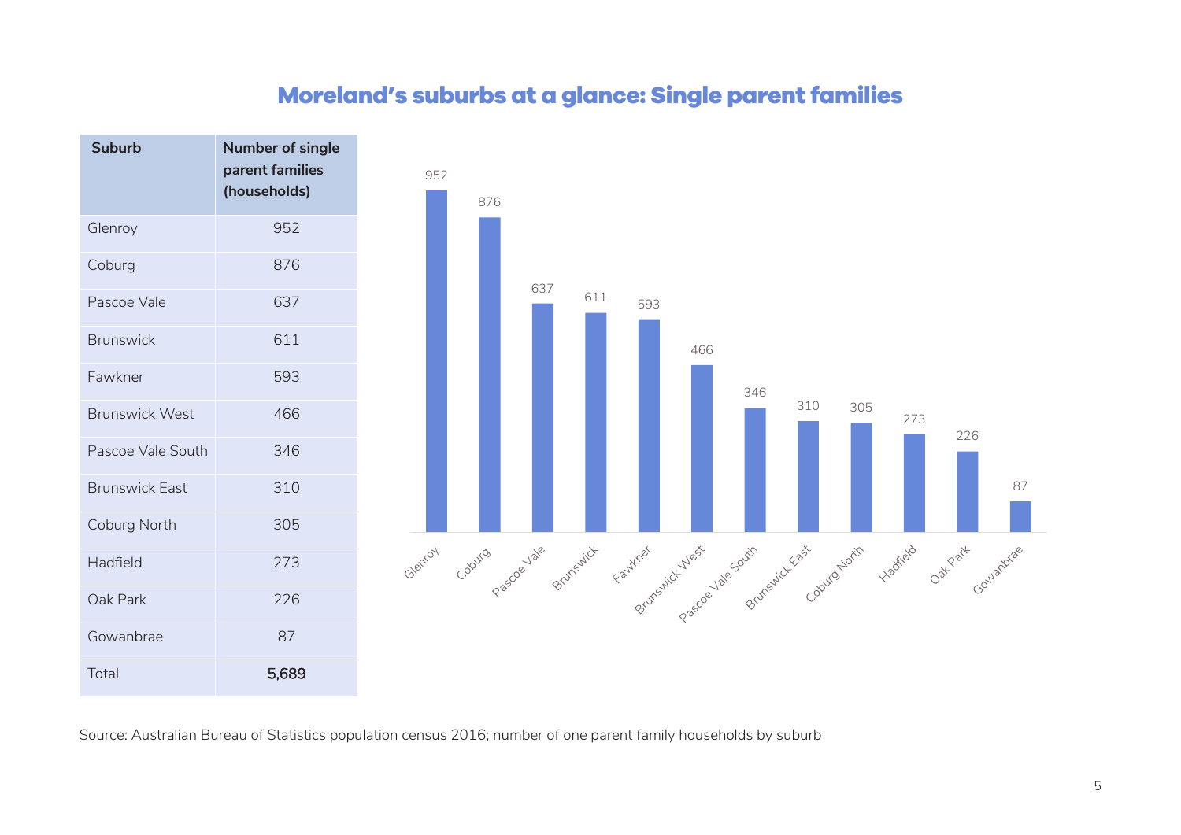# Moreland's suburbs at a glance: Single parent families

| Suburb | Number of single parent families (households) |
|---|---|
| Glenroy | 952 |
| Coburg | 876 |
| Pascoe Vale | 637 |
| Brunswick | 611 |
| Fawkner | 593 |
| Brunswick West | 466 |
| Pascoe Vale South | 346 |
| Brunswick East | 310 |
| Coburg North | 305 |
| Hadfield | 273 |
| Oak Park | 226 |
| Gowanbrae | 87 |
| Total | **5,689** |

952
876
637
611
593
466
346
310
305
273
226
87

Glenroy
Coburg
Pascoe Vale
Brunswick
Fawkner
Brunswick West
Pascoe Vale South
Brunswick East
Coburg North
Hadfield
Oak Park
Gowanbrae

Source: Australian Bureau of Statistics population census 2016; number of one parent family households by suburb